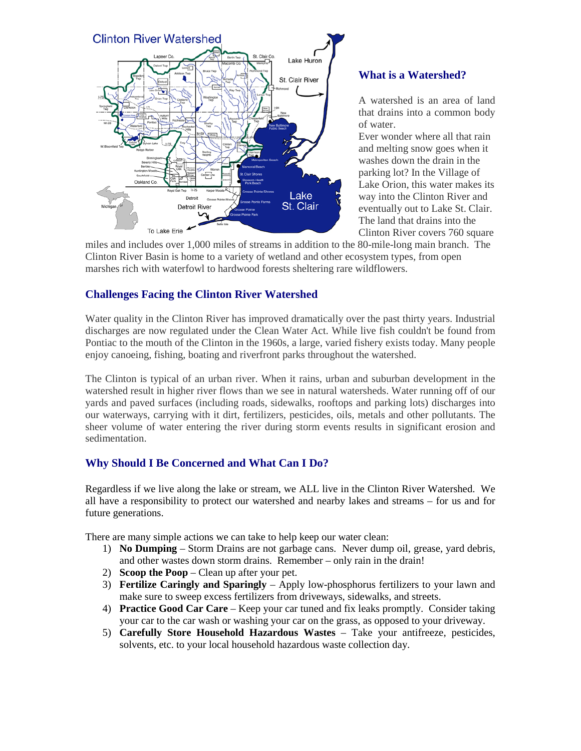## What is a Watershed?

A watershed is an area of land that drains into a common body of water.

Ever wonder where all that rain and melting snow goes when it washes down the drain in the parking lot? In the Village of Lake Orion, this water makes its way into the Clinton River and eventually out to Lake St. Clair. The land that drains into the Clinton River covers 760 square miles and includes over 1,000 miles of streams in addition to the 80-mile-long main branch. The Clinton River Basin is home to a variety of wetland and other ecosystem types, from open marshes rich with waterfowl to hardwood forests sheltering rare wildflowers.

## Challenges Facing the Clinton River Watershed

Water quality in the Clinton River has improved dramatically over the past thirty years. Industrial discharges are now regulated under the Clean Water Act. While live fish couldn't be found from Pontiac to the mouth of the Clinton in the 1960s, a large, varied fishery exists today. Many people enjoy canoeing, fishing, boating and riverfront parks throughout the watershed.

The Clinton is typical of an urban river. When it rains, urban and suburban development in the watershed result in higher river flows than we see in natural watersheds. Water running off of our yards and paved surfaces (including roads, sidewalks, rooftops and parking lots) discharges into our waterways, carrying with it dirt, fertilizers, pesticides, oils, metals and other pollutants. The sheer volume of water entering the river during storm events results in significant erosion and sedimentation.

## Why Should I Be Concerned and What Can I Do?

Regardless if we live along the lake or stream, we ALL live in the Clinton River Watershed. We all have a responsibility to protect our watershed and nearby lakes and streams – for us and for future generations.

There are many simple actions we can take to help keep our water clean:

1) **No Dumping** – Storm Drains are not garbage cans. Never dump oil, grease, yard debris, and other wastes down storm drains. Remember – only rain in the drain!
2) **Scoop the Poop** – Clean up after your pet.
3) **Fertilize Caringly and Sparingly** – Apply low-phosphorus fertilizers to your lawn and make sure to sweep excess fertilizers from driveways, sidewalks, and streets.
4) **Practice Good Car Care** – Keep your car tuned and fix leaks promptly. Consider taking your car to the car wash or washing your car on the grass, as opposed to your driveway.
5) **Carefully Store Household Hazardous Wastes** – Take your antifreeze, pesticides, solvents, etc. to your local household hazardous waste collection day.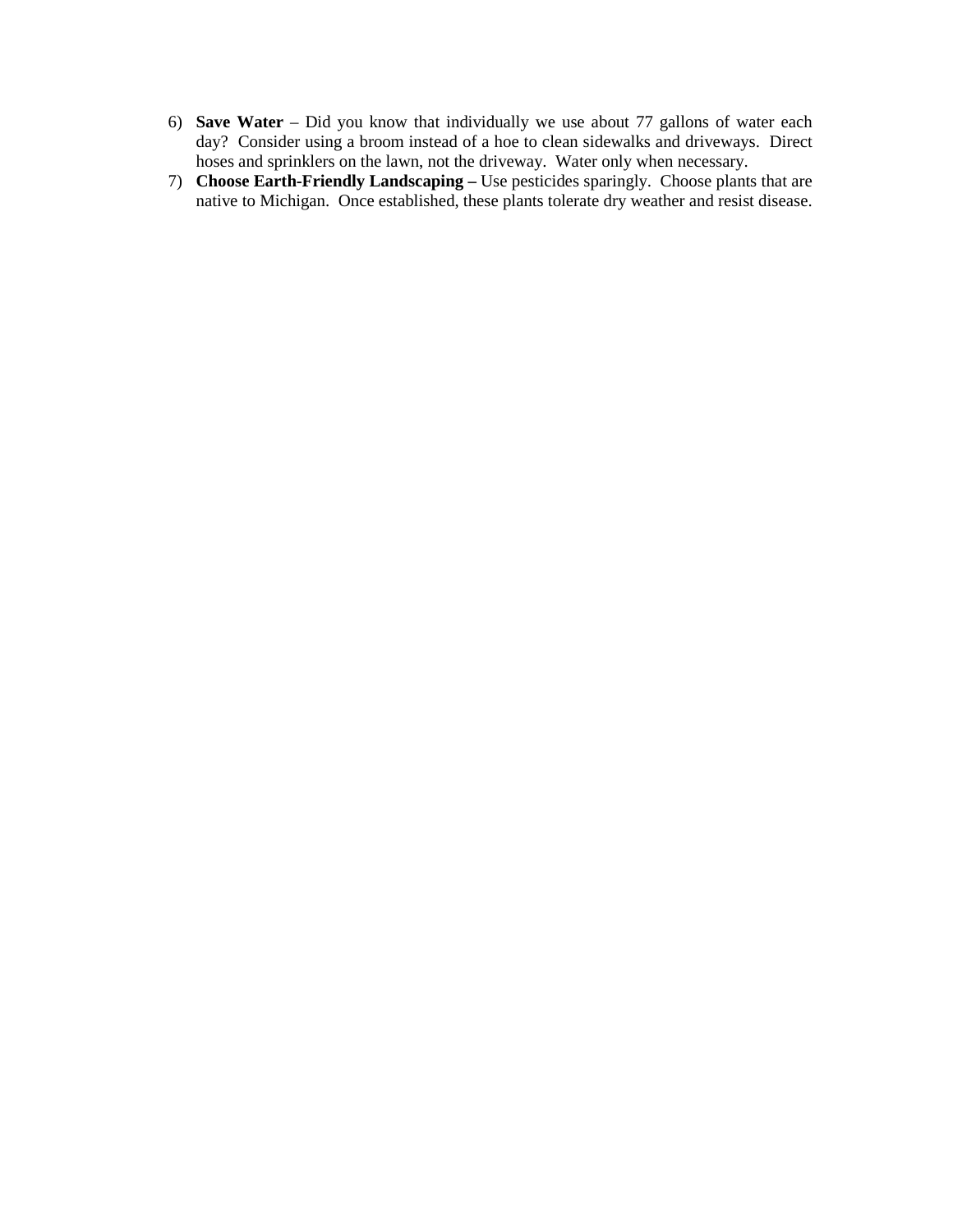6) **Save Water** – Did you know that individually we use about 77 gallons of water each day? Consider using a broom instead of a hoe to clean sidewalks and driveways. Direct hoses and sprinklers on the lawn, not the driveway. Water only when necessary.
7) **Choose Earth-Friendly Landscaping –** Use pesticides sparingly. Choose plants that are native to Michigan. Once established, these plants tolerate dry weather and resist disease.